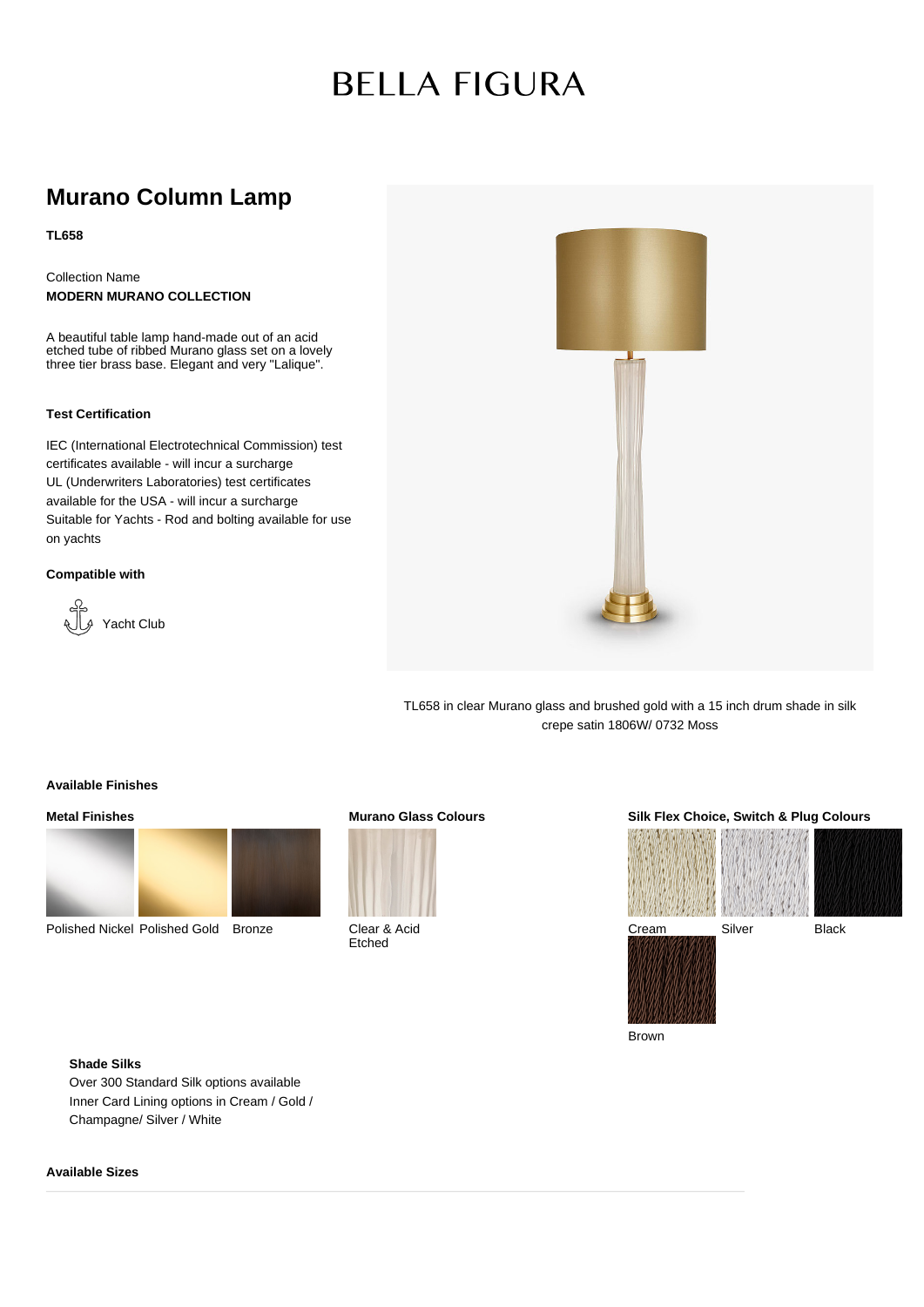# BELLA FIGURA

## Murano Column Lamp

**TL658**

Collection Name
**MODERN MURANO COLLECTION**

A beautiful table lamp hand-made out of an acid etched tube of ribbed Murano glass set on a lovely three tier brass base. Elegant and very "Lalique".

### Test Certification

IEC (International Electrotechnical Commission) test certificates available - will incur a surcharge
UL (Underwriters Laboratories) test certificates available for the USA - will incur a surcharge
Suitable for Yachts - Rod and bolting available for use on yachts

### Compatible with

Yacht Club

TL658 in clear Murano glass and brushed gold with a 15 inch drum shade in silk crepe satin 1806W/ 0732 Moss

### Available Finishes

**Metal Finishes**

Polished Nickel, Polished Gold, Bronze

**Murano Glass Colours**

Clear & Acid Etched

**Silk Flex Choice, Switch & Plug Colours**

Cream, Silver, Black, Brown

**Shade Silks**

Over 300 Standard Silk options available
Inner Card Lining options in Cream / Gold / Champagne/ Silver / White

### Available Sizes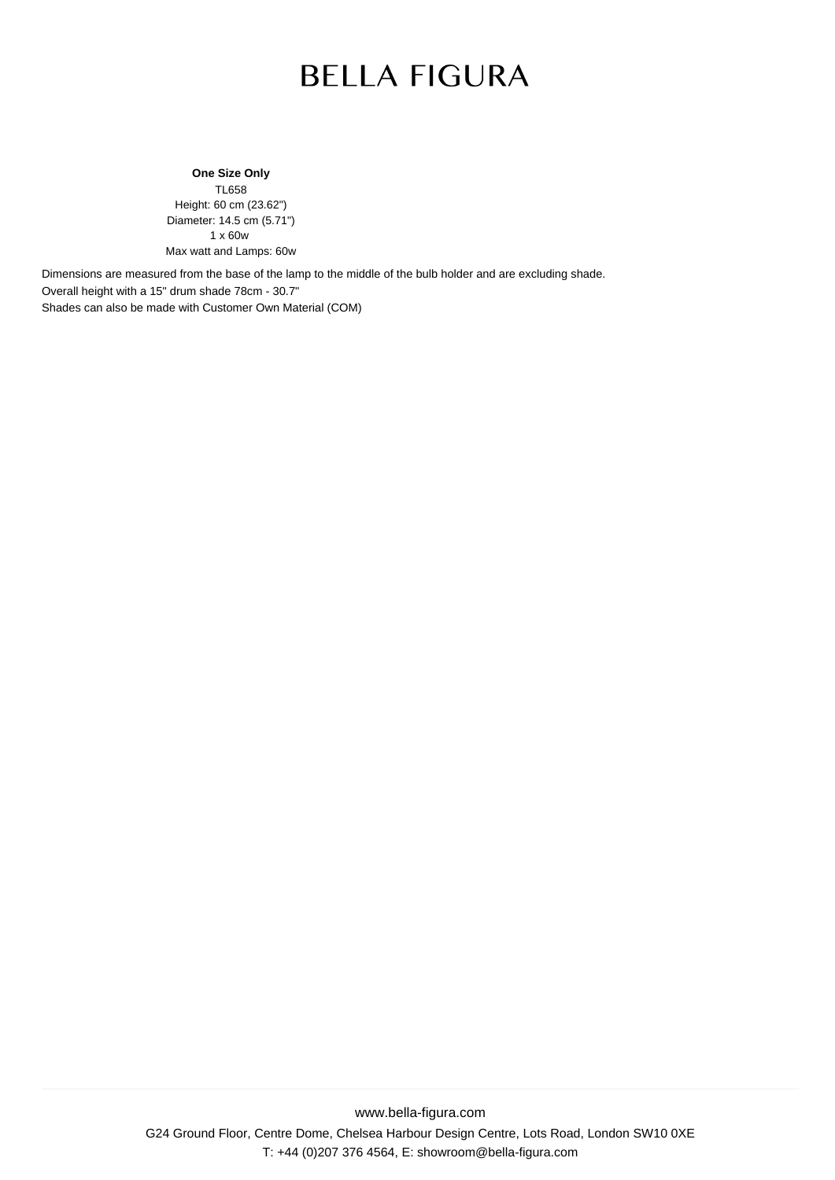# BELLA FIGURA

**One Size Only**

TL658

Height: 60 cm (23.62")

Diameter: 14.5 cm (5.71")

1 x 60w

Max watt and Lamps: 60w

Dimensions are measured from the base of the lamp to the middle of the bulb holder and are excluding shade.

Overall height with a 15" drum shade 78cm - 30.7"

Shades can also be made with Customer Own Material (COM)

www.bella-figura.com

G24 Ground Floor, Centre Dome, Chelsea Harbour Design Centre, Lots Road, London SW10 0XE

T: +44 (0)207 376 4564, E: showroom@bella-figura.com